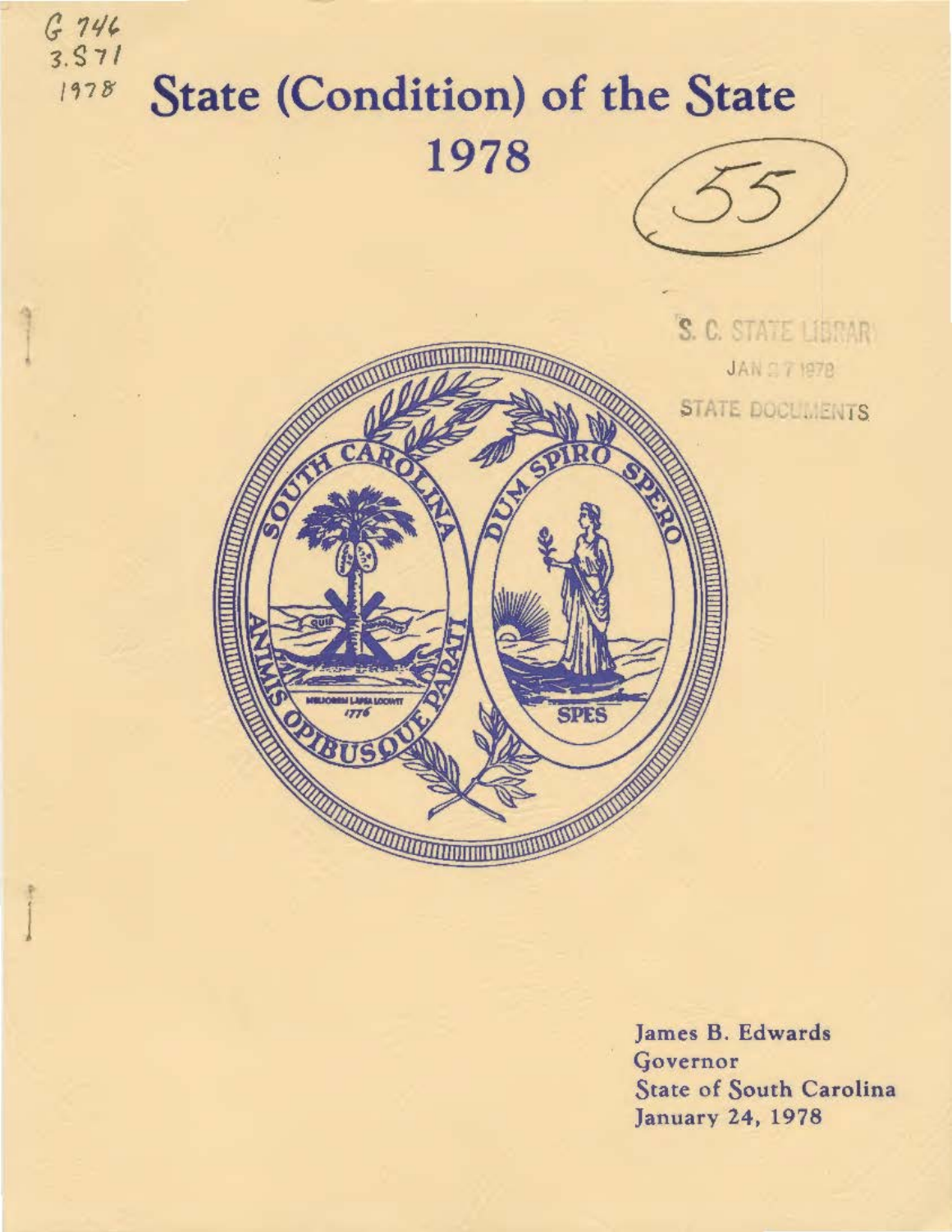G 746
3.S71
1978

# State (Condition) of the State 1978

55

S. C. STATE LIBRARY
JAN 27 1978
STATE DOCUMENTS

James B. Edwards
Governor
State of South Carolina
January 24, 1978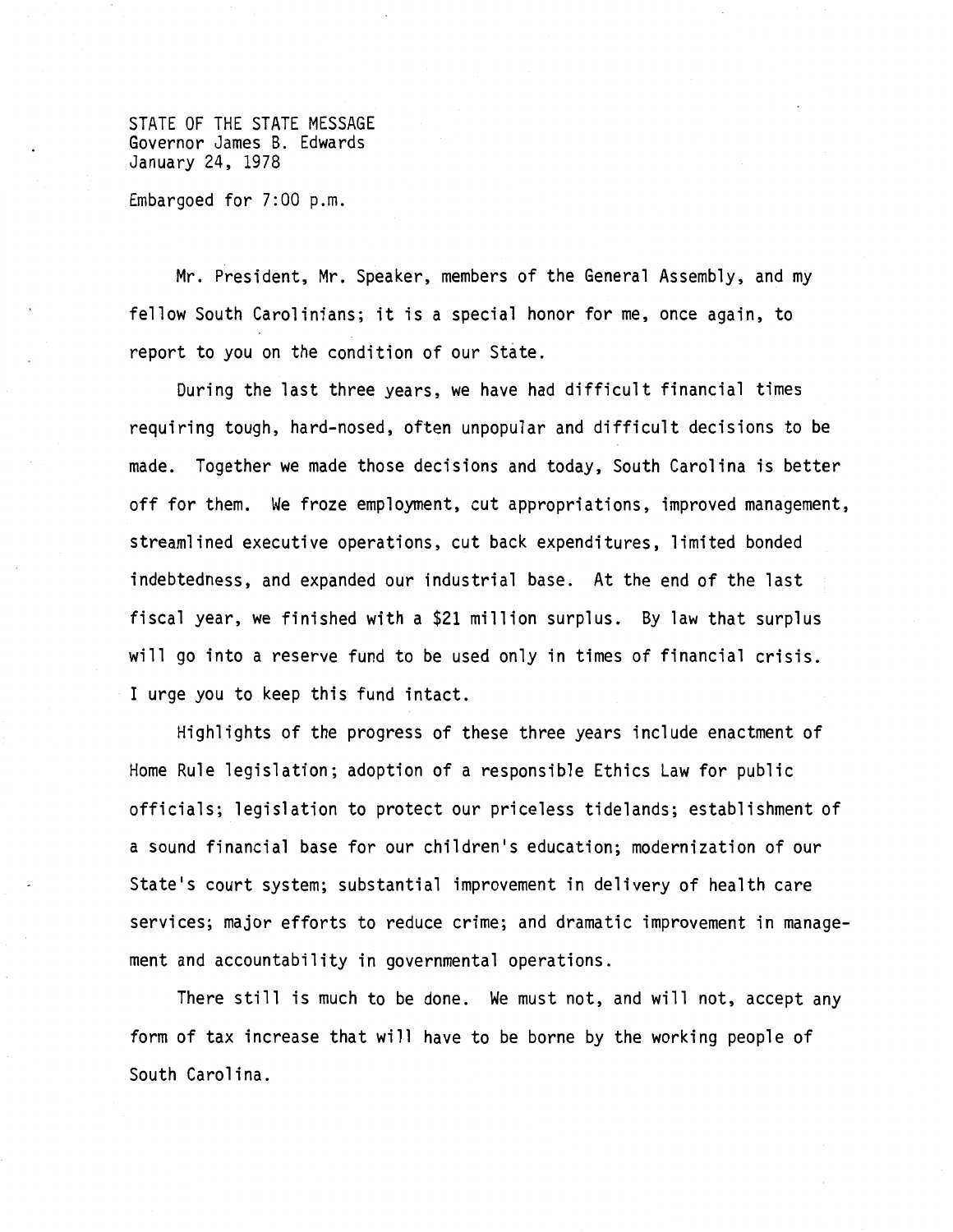STATE OF THE STATE MESSAGE
Governor James B. Edwards
January 24, 1978

Embargoed for 7:00 p.m.

Mr. President, Mr. Speaker, members of the General Assembly, and my fellow South Carolinians; it is a special honor for me, once again, to report to you on the condition of our State.

During the last three years, we have had difficult financial times requiring tough, hard-nosed, often unpopular and difficult decisions to be made. Together we made those decisions and today, South Carolina is better off for them. We froze employment, cut appropriations, improved management, streamlined executive operations, cut back expenditures, limited bonded indebtedness, and expanded our industrial base. At the end of the last fiscal year, we finished with a $21 million surplus. By law that surplus will go into a reserve fund to be used only in times of financial crisis. I urge you to keep this fund intact.

Highlights of the progress of these three years include enactment of Home Rule legislation; adoption of a responsible Ethics Law for public officials; legislation to protect our priceless tidelands; establishment of a sound financial base for our children's education; modernization of our State's court system; substantial improvement in delivery of health care services; major efforts to reduce crime; and dramatic improvement in management and accountability in governmental operations.

There still is much to be done. We must not, and will not, accept any form of tax increase that will have to be borne by the working people of South Carolina.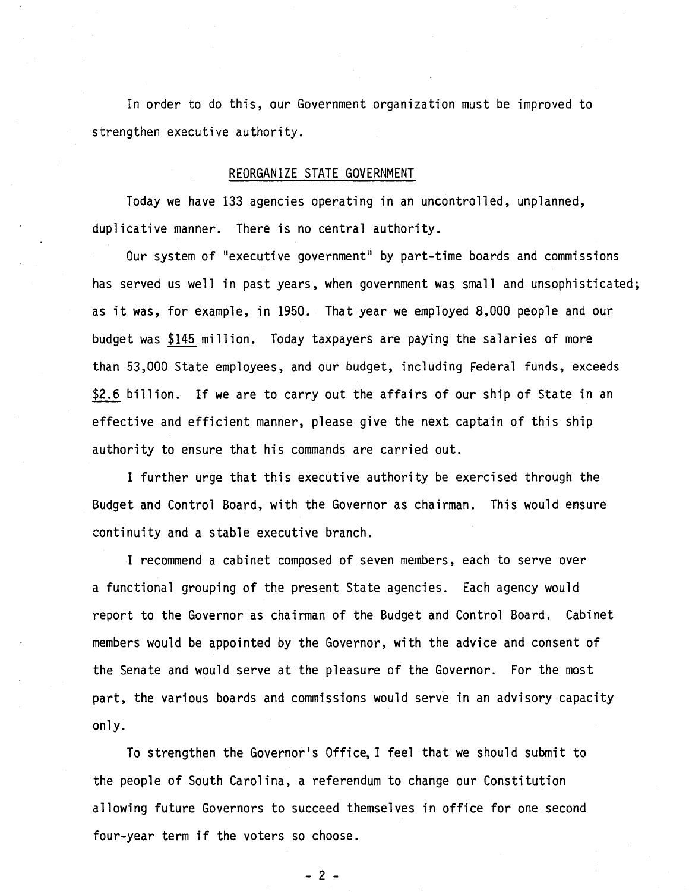In order to do this, our Government organization must be improved to strengthen executive authority.

## REORGANIZE STATE GOVERNMENT

Today we have 133 agencies operating in an uncontrolled, unplanned, duplicative manner. There is no central authority.

Our system of "executive government" by part-time boards and commissions has served us well in past years, when government was small and unsophisticated; as it was, for example, in 1950. That year we employed 8,000 people and our budget was <u>$145</u> million. Today taxpayers are paying the salaries of more than 53,000 State employees, and our budget, including Federal funds, exceeds <u>$2.6</u> billion. If we are to carry out the affairs of our ship of State in an effective and efficient manner, please give the next captain of this ship authority to ensure that his commands are carried out.

I further urge that this executive authority be exercised through the Budget and Control Board, with the Governor as chairman. This would ensure continuity and a stable executive branch.

I recommend a cabinet composed of seven members, each to serve over a functional grouping of the present State agencies. Each agency would report to the Governor as chairman of the Budget and Control Board. Cabinet members would be appointed by the Governor, with the advice and consent of the Senate and would serve at the pleasure of the Governor. For the most part, the various boards and commissions would serve in an advisory capacity only.

To strengthen the Governor's Office, I feel that we should submit to the people of South Carolina, a referendum to change our Constitution allowing future Governors to succeed themselves in office for one second four-year term if the voters so choose.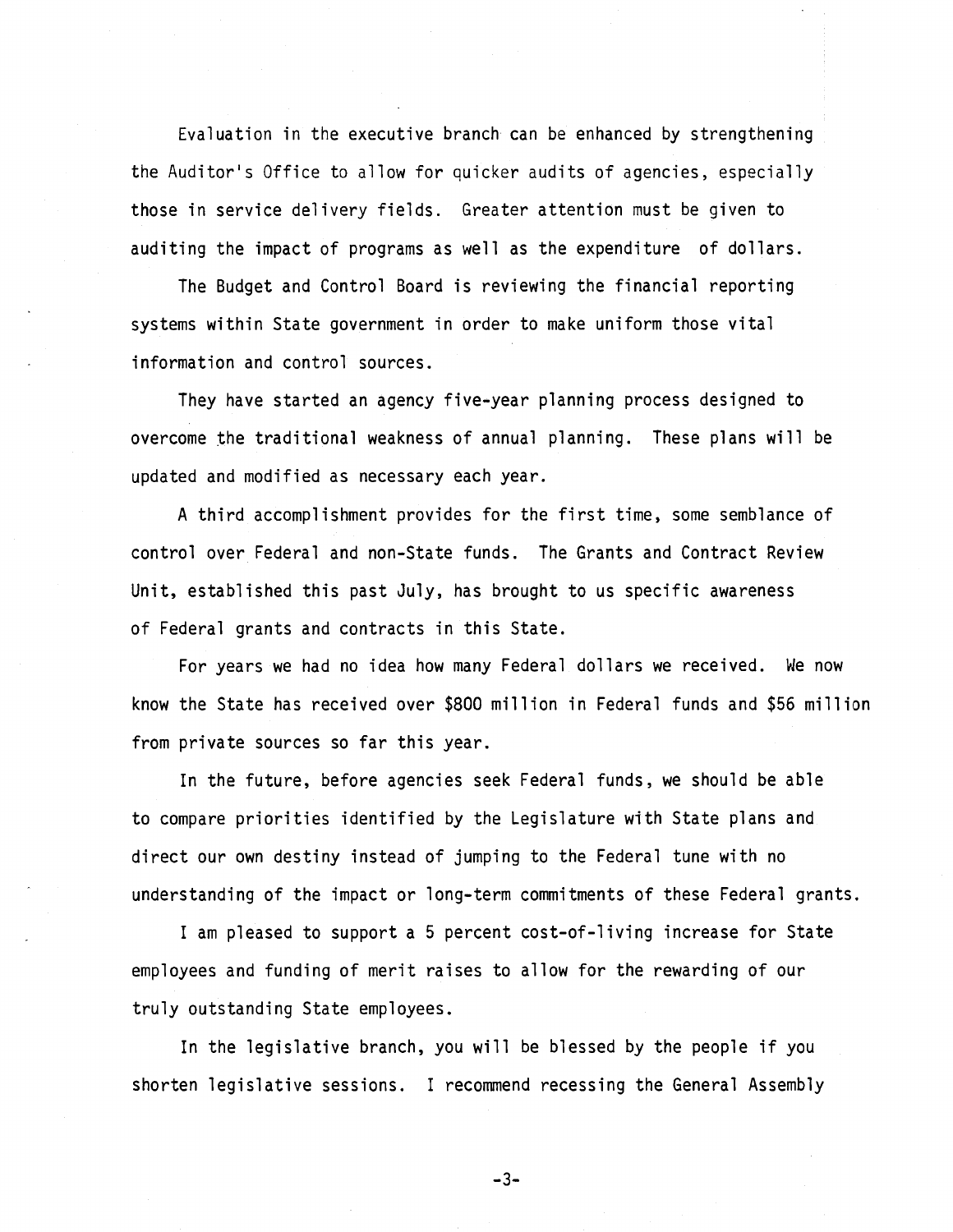Evaluation in the executive branch can be enhanced by strengthening the Auditor's Office to allow for quicker audits of agencies, especially those in service delivery fields. Greater attention must be given to auditing the impact of programs as well as the expenditure of dollars.

The Budget and Control Board is reviewing the financial reporting systems within State government in order to make uniform those vital information and control sources.

They have started an agency five-year planning process designed to overcome the traditional weakness of annual planning. These plans will be updated and modified as necessary each year.

A third accomplishment provides for the first time, some semblance of control over Federal and non-State funds. The Grants and Contract Review Unit, established this past July, has brought to us specific awareness of Federal grants and contracts in this State.

For years we had no idea how many Federal dollars we received. We now know the State has received over $800 million in Federal funds and $56 million from private sources so far this year.

In the future, before agencies seek Federal funds, we should be able to compare priorities identified by the Legislature with State plans and direct our own destiny instead of jumping to the Federal tune with no understanding of the impact or long-term commitments of these Federal grants.

I am pleased to support a 5 percent cost-of-living increase for State employees and funding of merit raises to allow for the rewarding of our truly outstanding State employees.

In the legislative branch, you will be blessed by the people if you shorten legislative sessions. I recommend recessing the General Assembly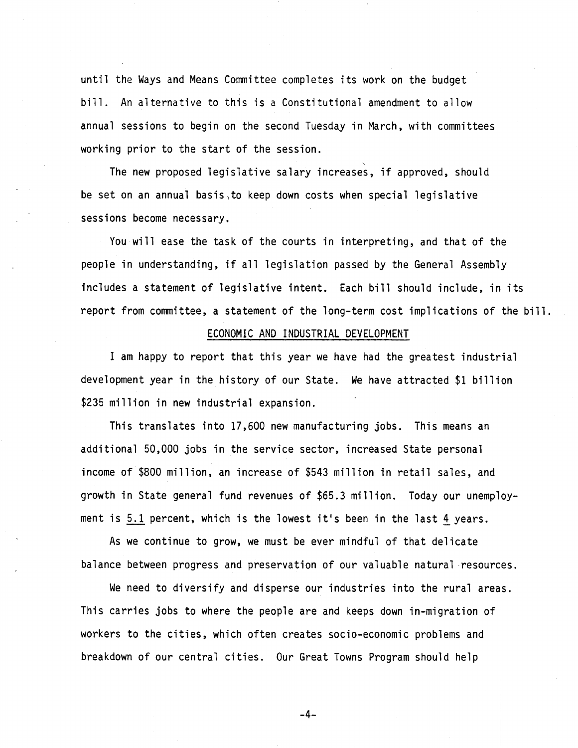until the Ways and Means Committee completes its work on the budget bill. An alternative to this is a Constitutional amendment to allow annual sessions to begin on the second Tuesday in March, with committees working prior to the start of the session.

The new proposed legislative salary increases, if approved, should be set on an annual basis to keep down costs when special legislative sessions become necessary.

You will ease the task of the courts in interpreting, and that of the people in understanding, if all legislation passed by the General Assembly includes a statement of legislative intent. Each bill should include, in its report from committee, a statement of the long-term cost implications of the bill.

## ECONOMIC AND INDUSTRIAL DEVELOPMENT

I am happy to report that this year we have had the greatest industrial development year in the history of our State. We have attracted $1 billion $235 million in new industrial expansion.

This translates into 17,600 new manufacturing jobs. This means an additional 50,000 jobs in the service sector, increased State personal income of $800 million, an increase of $543 million in retail sales, and growth in State general fund revenues of $65.3 million. Today our unemployment is 5.1 percent, which is the lowest it's been in the last 4 years.

As we continue to grow, we must be ever mindful of that delicate balance between progress and preservation of our valuable natural resources.

We need to diversify and disperse our industries into the rural areas. This carries jobs to where the people are and keeps down in-migration of workers to the cities, which often creates socio-economic problems and breakdown of our central cities. Our Great Towns Program should help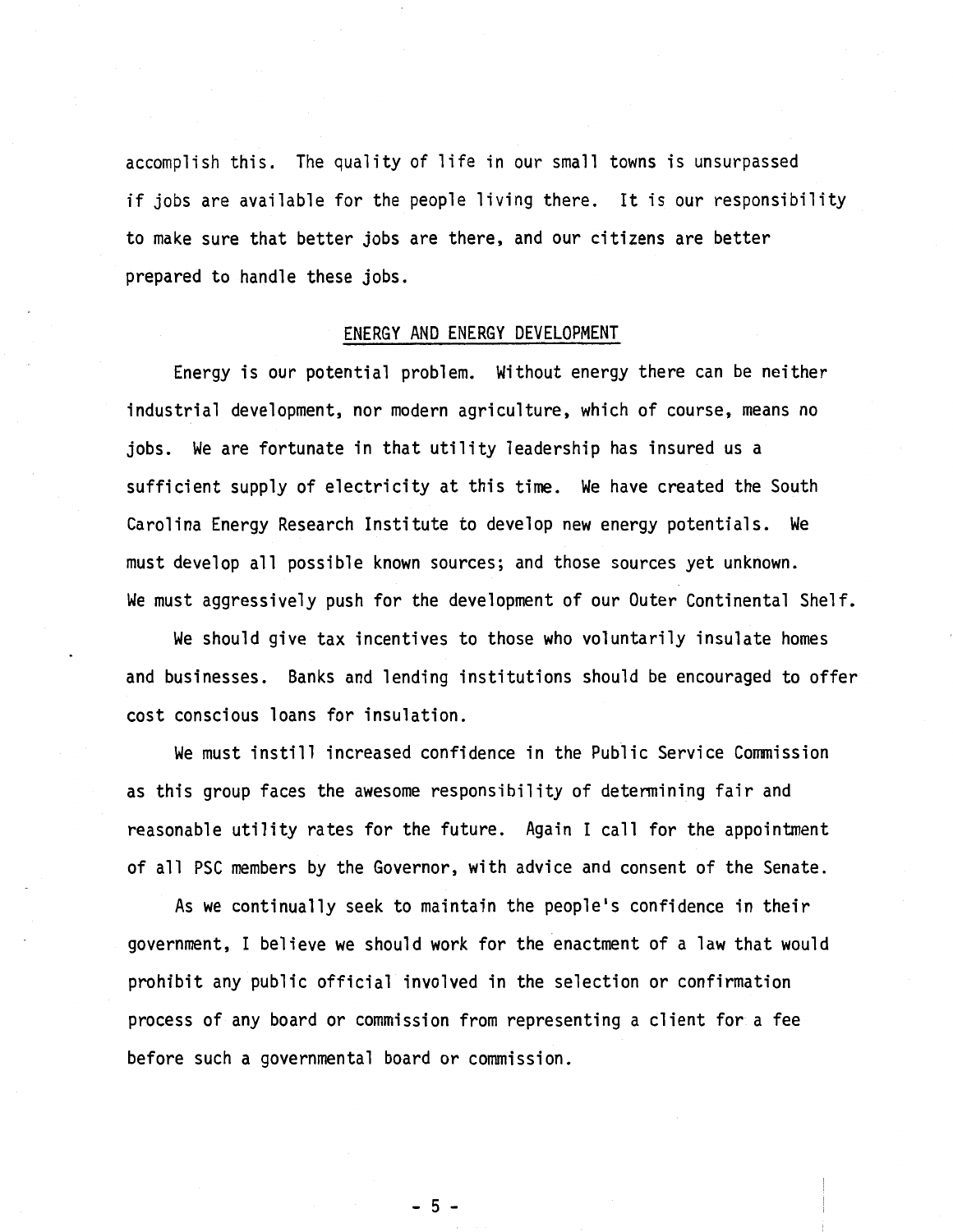accomplish this. The quality of life in our small towns is unsurpassed if jobs are available for the people living there. It is our responsibility to make sure that better jobs are there, and our citizens are better prepared to handle these jobs.

## ENERGY AND ENERGY DEVELOPMENT

Energy is our potential problem. Without energy there can be neither industrial development, nor modern agriculture, which of course, means no jobs. We are fortunate in that utility leadership has insured us a sufficient supply of electricity at this time. We have created the South Carolina Energy Research Institute to develop new energy potentials. We must develop all possible known sources; and those sources yet unknown. We must aggressively push for the development of our Outer Continental Shelf.

We should give tax incentives to those who voluntarily insulate homes and businesses. Banks and lending institutions should be encouraged to offer cost conscious loans for insulation.

We must instill increased confidence in the Public Service Commission as this group faces the awesome responsibility of determining fair and reasonable utility rates for the future. Again I call for the appointment of all PSC members by the Governor, with advice and consent of the Senate.

As we continually seek to maintain the people's confidence in their government, I believe we should work for the enactment of a law that would prohibit any public official involved in the selection or confirmation process of any board or commission from representing a client for a fee before such a governmental board or commission.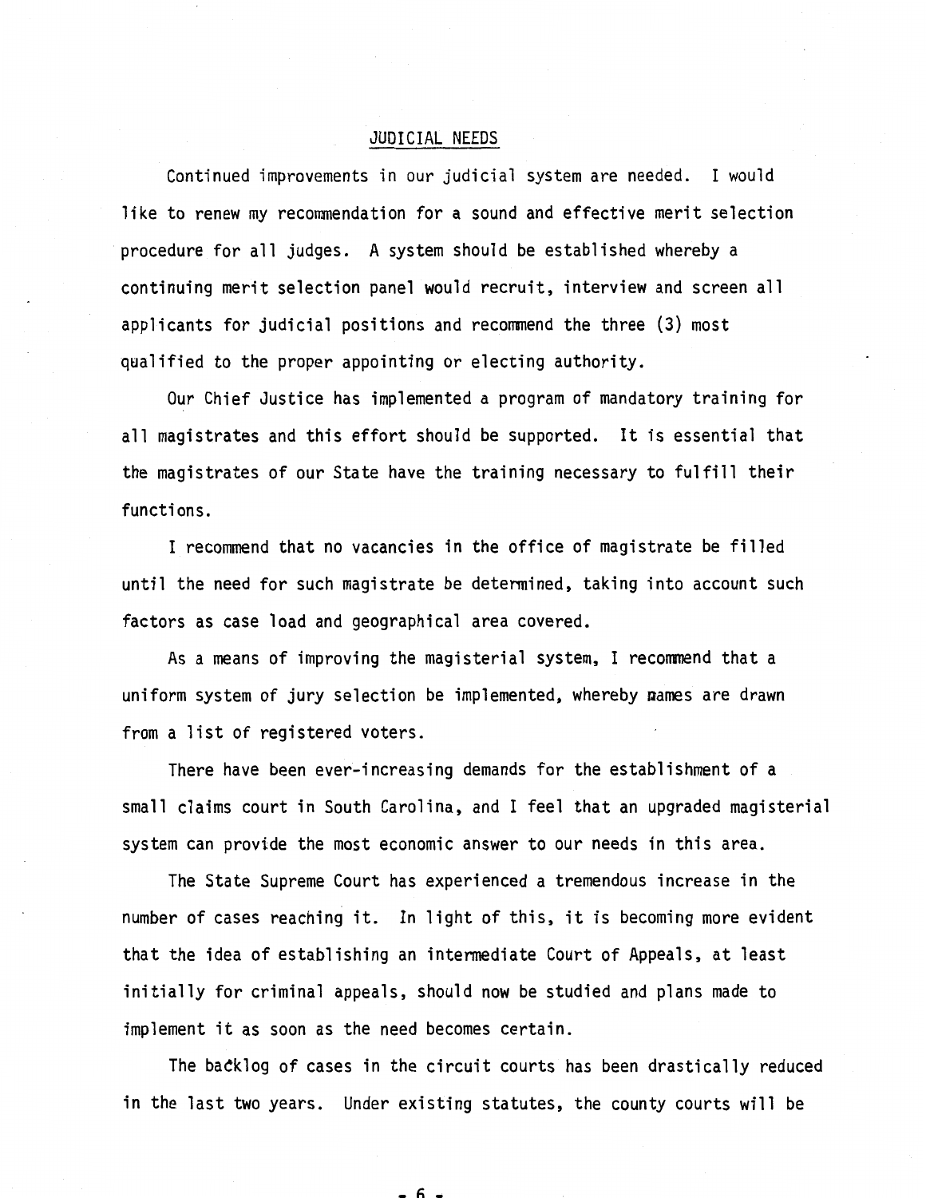## JUDICIAL NEEDS

Continued improvements in our judicial system are needed. I would like to renew my recommendation for a sound and effective merit selection procedure for all judges. A system should be established whereby a continuing merit selection panel would recruit, interview and screen all applicants for judicial positions and recommend the three (3) most qualified to the proper appointing or electing authority.

Our Chief Justice has implemented a program of mandatory training for all magistrates and this effort should be supported. It is essential that the magistrates of our State have the training necessary to fulfill their functions.

I recommend that no vacancies in the office of magistrate be filled until the need for such magistrate be determined, taking into account such factors as case load and geographical area covered.

As a means of improving the magisterial system, I recommend that a uniform system of jury selection be implemented, whereby names are drawn from a list of registered voters.

There have been ever-increasing demands for the establishment of a small claims court in South Carolina, and I feel that an upgraded magisterial system can provide the most economic answer to our needs in this area.

The State Supreme Court has experienced a tremendous increase in the number of cases reaching it. In light of this, it is becoming more evident that the idea of establishing an intermediate Court of Appeals, at least initially for criminal appeals, should now be studied and plans made to implement it as soon as the need becomes certain.

The backlog of cases in the circuit courts has been drastically reduced in the last two years. Under existing statutes, the county courts will be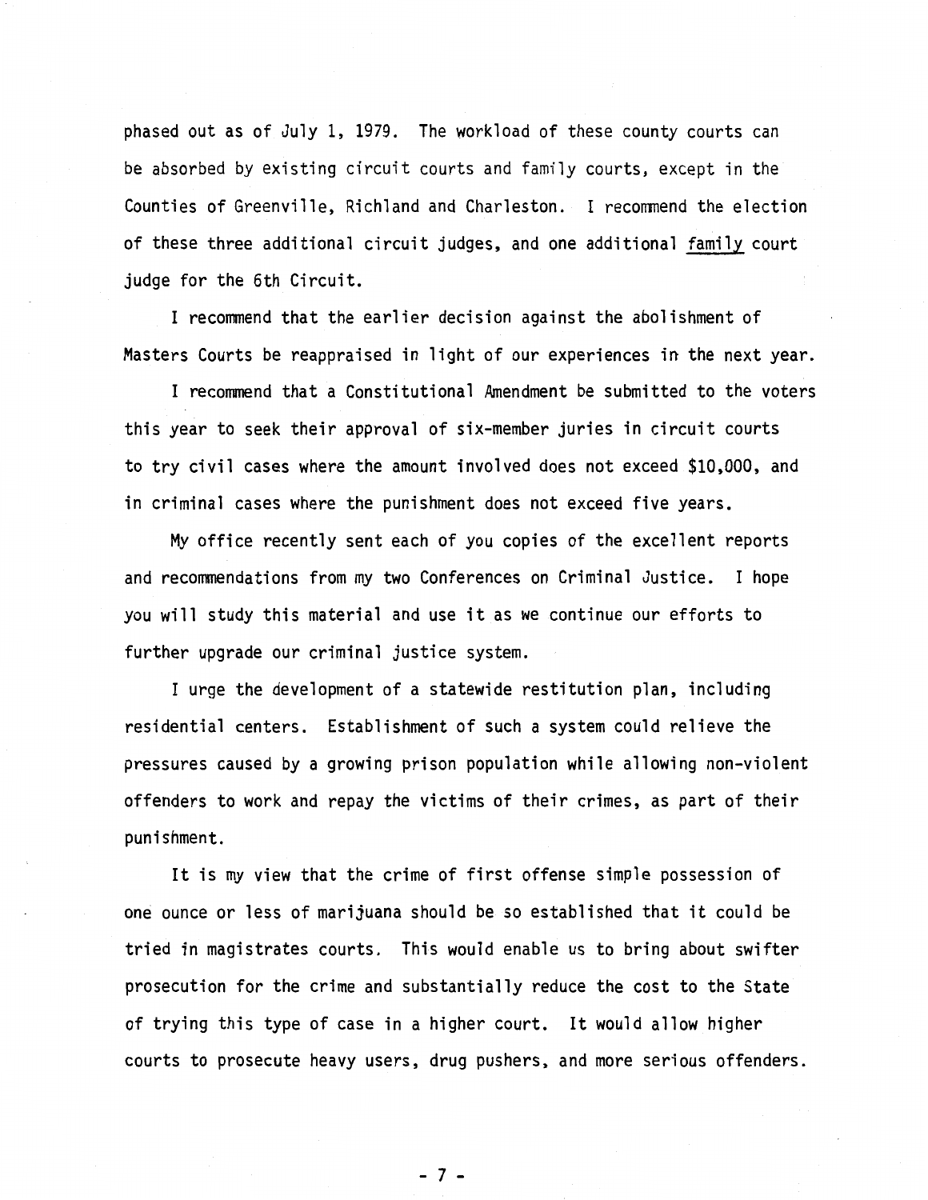phased out as of July 1, 1979. The workload of these county courts can be absorbed by existing circuit courts and family courts, except in the Counties of Greenville, Richland and Charleston. I recommend the election of these three additional circuit judges, and one additional family court judge for the 6th Circuit.

I recommend that the earlier decision against the abolishment of Masters Courts be reappraised in light of our experiences in the next year.

I recommend that a Constitutional Amendment be submitted to the voters this year to seek their approval of six-member juries in circuit courts to try civil cases where the amount involved does not exceed $10,000, and in criminal cases where the punishment does not exceed five years.

My office recently sent each of you copies of the excellent reports and recommendations from my two Conferences on Criminal Justice. I hope you will study this material and use it as we continue our efforts to further upgrade our criminal justice system.

I urge the development of a statewide restitution plan, including residential centers. Establishment of such a system could relieve the pressures caused by a growing prison population while allowing non-violent offenders to work and repay the victims of their crimes, as part of their punishment.

It is my view that the crime of first offense simple possession of one ounce or less of marijuana should be so established that it could be tried in magistrates courts. This would enable us to bring about swifter prosecution for the crime and substantially reduce the cost to the State of trying this type of case in a higher court. It would allow higher courts to prosecute heavy users, drug pushers, and more serious offenders.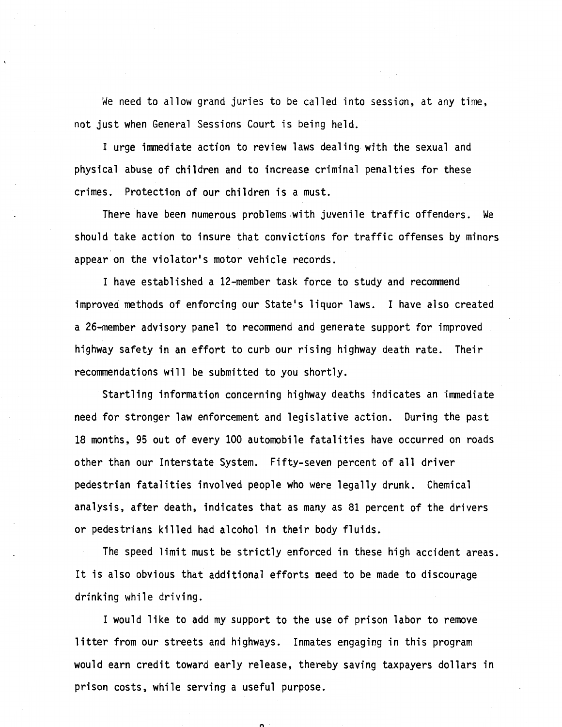We need to allow grand juries to be called into session, at any time, not just when General Sessions Court is being held.

I urge immediate action to review laws dealing with the sexual and physical abuse of children and to increase criminal penalties for these crimes. Protection of our children is a must.

There have been numerous problems with juvenile traffic offenders. We should take action to insure that convictions for traffic offenses by minors appear on the violator's motor vehicle records.

I have established a 12-member task force to study and recommend improved methods of enforcing our State's liquor laws. I have also created a 26-member advisory panel to recommend and generate support for improved highway safety in an effort to curb our rising highway death rate. Their recommendations will be submitted to you shortly.

Startling information concerning highway deaths indicates an immediate need for stronger law enforcement and legislative action. During the past 18 months, 95 out of every 100 automobile fatalities have occurred on roads other than our Interstate System. Fifty-seven percent of all driver pedestrian fatalities involved people who were legally drunk. Chemical analysis, after death, indicates that as many as 81 percent of the drivers or pedestrians killed had alcohol in their body fluids.

The speed limit must be strictly enforced in these high accident areas. It is also obvious that additional efforts need to be made to discourage drinking while driving.

I would like to add my support to the use of prison labor to remove litter from our streets and highways. Inmates engaging in this program would earn credit toward early release, thereby saving taxpayers dollars in prison costs, while serving a useful purpose.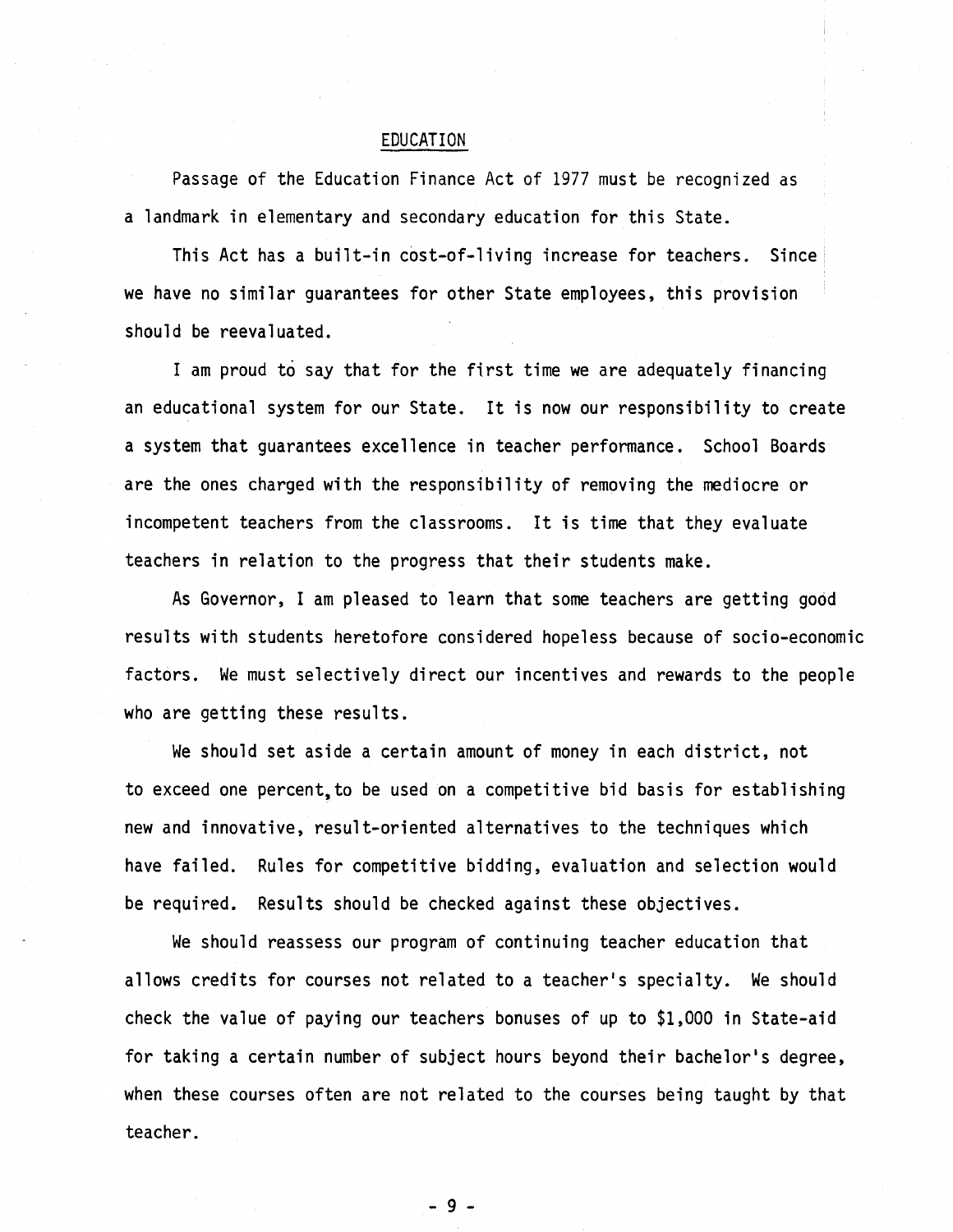## EDUCATION

Passage of the Education Finance Act of 1977 must be recognized as a landmark in elementary and secondary education for this State.

This Act has a built-in cost-of-living increase for teachers. Since we have no similar guarantees for other State employees, this provision should be reevaluated.

I am proud to say that for the first time we are adequately financing an educational system for our State. It is now our responsibility to create a system that guarantees excellence in teacher performance. School Boards are the ones charged with the responsibility of removing the mediocre or incompetent teachers from the classrooms. It is time that they evaluate teachers in relation to the progress that their students make.

As Governor, I am pleased to learn that some teachers are getting good results with students heretofore considered hopeless because of socio-economic factors. We must selectively direct our incentives and rewards to the people who are getting these results.

We should set aside a certain amount of money in each district, not to exceed one percent, to be used on a competitive bid basis for establishing new and innovative, result-oriented alternatives to the techniques which have failed. Rules for competitive bidding, evaluation and selection would be required. Results should be checked against these objectives.

We should reassess our program of continuing teacher education that allows credits for courses not related to a teacher's specialty. We should check the value of paying our teachers bonuses of up to $1,000 in State-aid for taking a certain number of subject hours beyond their bachelor's degree, when these courses often are not related to the courses being taught by that teacher.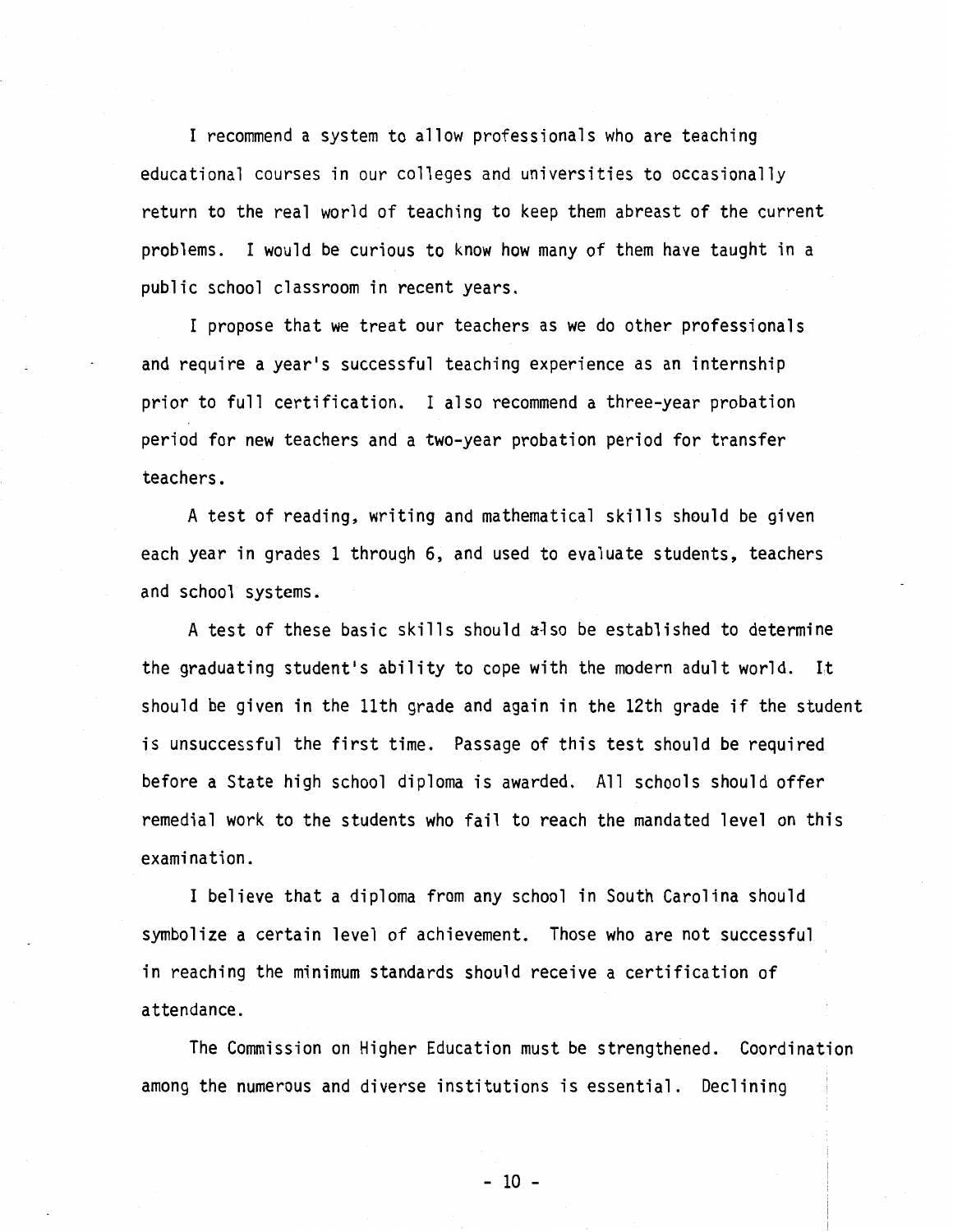I recommend a system to allow professionals who are teaching educational courses in our colleges and universities to occasionally return to the real world of teaching to keep them abreast of the current problems. I would be curious to know how many of them have taught in a public school classroom in recent years.

I propose that we treat our teachers as we do other professionals and require a year's successful teaching experience as an internship prior to full certification. I also recommend a three-year probation period for new teachers and a two-year probation period for transfer teachers.

A test of reading, writing and mathematical skills should be given each year in grades 1 through 6, and used to evaluate students, teachers and school systems.

A test of these basic skills should also be established to determine the graduating student's ability to cope with the modern adult world. It should be given in the 11th grade and again in the 12th grade if the student is unsuccessful the first time. Passage of this test should be required before a State high school diploma is awarded. All schools should offer remedial work to the students who fail to reach the mandated level on this examination.

I believe that a diploma from any school in South Carolina should symbolize a certain level of achievement. Those who are not successful in reaching the minimum standards should receive a certification of attendance.

The Commission on Higher Education must be strengthened. Coordination among the numerous and diverse institutions is essential. Declining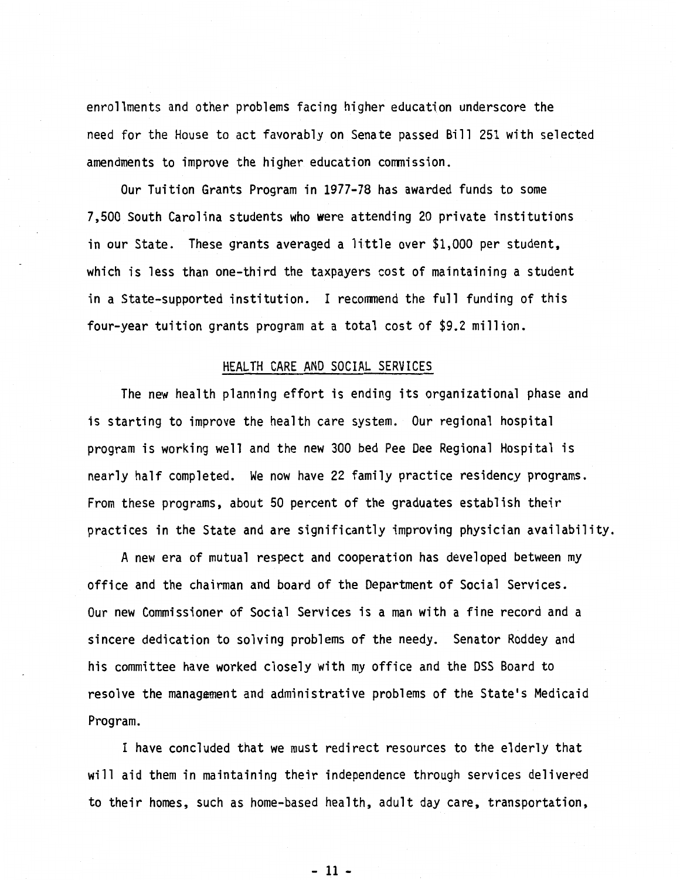enrollments and other problems facing higher education underscore the need for the House to act favorably on Senate passed Bill 251 with selected amendments to improve the higher education commission.

Our Tuition Grants Program in 1977-78 has awarded funds to some 7,500 South Carolina students who were attending 20 private institutions in our State. These grants averaged a little over $1,000 per student, which is less than one-third the taxpayers cost of maintaining a student in a State-supported institution. I recommend the full funding of this four-year tuition grants program at a total cost of $9.2 million.

## HEALTH CARE AND SOCIAL SERVICES

The new health planning effort is ending its organizational phase and is starting to improve the health care system. Our regional hospital program is working well and the new 300 bed Pee Dee Regional Hospital is nearly half completed. We now have 22 family practice residency programs. From these programs, about 50 percent of the graduates establish their practices in the State and are significantly improving physician availability.

A new era of mutual respect and cooperation has developed between my office and the chairman and board of the Department of Social Services. Our new Commissioner of Social Services is a man with a fine record and a sincere dedication to solving problems of the needy. Senator Roddey and his committee have worked closely with my office and the DSS Board to resolve the management and administrative problems of the State's Medicaid Program.

I have concluded that we must redirect resources to the elderly that will aid them in maintaining their independence through services delivered to their homes, such as home-based health, adult day care, transportation,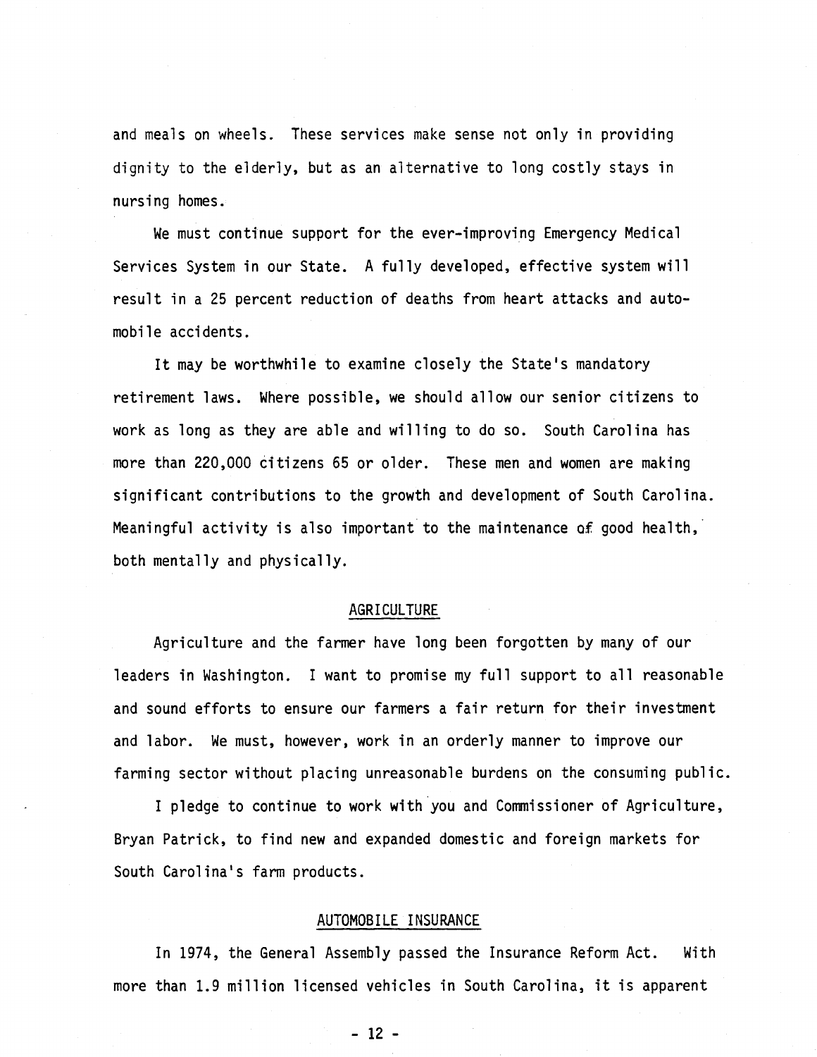and meals on wheels. These services make sense not only in providing dignity to the elderly, but as an alternative to long costly stays in nursing homes.

We must continue support for the ever-improving Emergency Medical Services System in our State. A fully developed, effective system will result in a 25 percent reduction of deaths from heart attacks and automobile accidents.

It may be worthwhile to examine closely the State's mandatory retirement laws. Where possible, we should allow our senior citizens to work as long as they are able and willing to do so. South Carolina has more than 220,000 citizens 65 or older. These men and women are making significant contributions to the growth and development of South Carolina. Meaningful activity is also important to the maintenance of good health, both mentally and physically.

## AGRICULTURE

Agriculture and the farmer have long been forgotten by many of our leaders in Washington. I want to promise my full support to all reasonable and sound efforts to ensure our farmers a fair return for their investment and labor. We must, however, work in an orderly manner to improve our farming sector without placing unreasonable burdens on the consuming public.

I pledge to continue to work with you and Commissioner of Agriculture, Bryan Patrick, to find new and expanded domestic and foreign markets for South Carolina's farm products.

## AUTOMOBILE INSURANCE

In 1974, the General Assembly passed the Insurance Reform Act. With more than 1.9 million licensed vehicles in South Carolina, it is apparent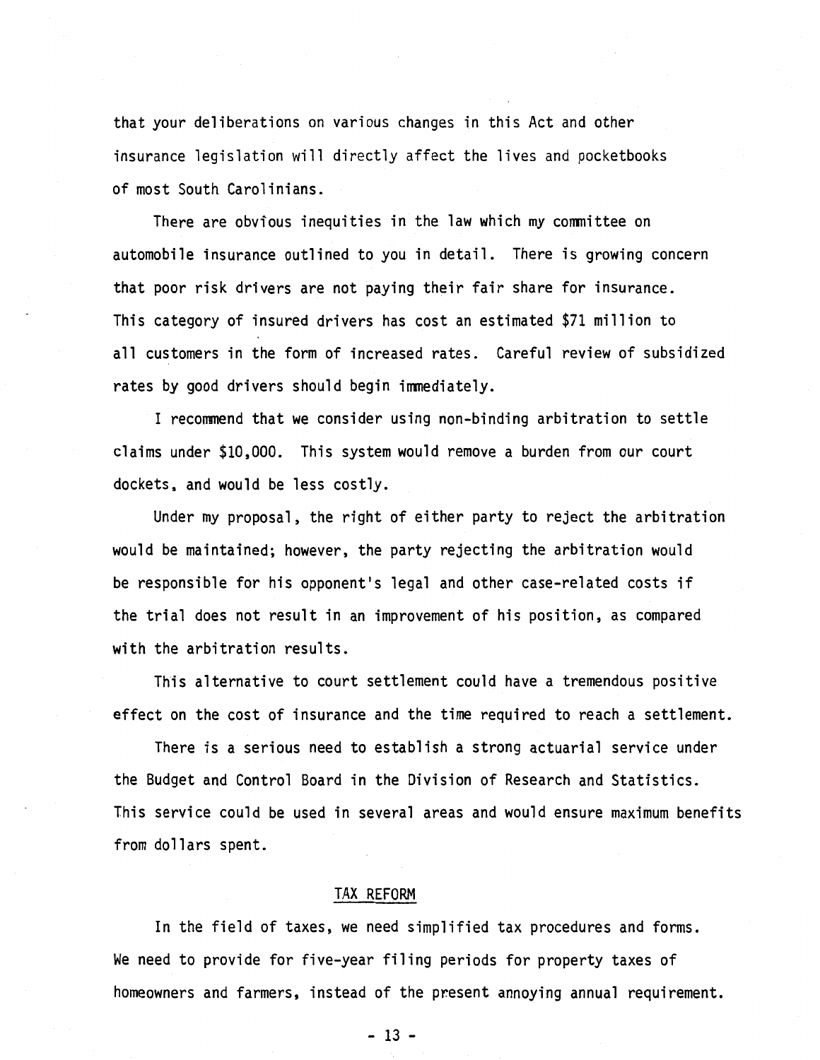that your deliberations on various changes in this Act and other insurance legislation will directly affect the lives and pocketbooks of most South Carolinians.

There are obvious inequities in the law which my committee on automobile insurance outlined to you in detail. There is growing concern that poor risk drivers are not paying their fair share for insurance. This category of insured drivers has cost an estimated $71 million to all customers in the form of increased rates. Careful review of subsidized rates by good drivers should begin immediately.

I recommend that we consider using non-binding arbitration to settle claims under $10,000. This system would remove a burden from our court dockets, and would be less costly.

Under my proposal, the right of either party to reject the arbitration would be maintained; however, the party rejecting the arbitration would be responsible for his opponent's legal and other case-related costs if the trial does not result in an improvement of his position, as compared with the arbitration results.

This alternative to court settlement could have a tremendous positive effect on the cost of insurance and the time required to reach a settlement.

There is a serious need to establish a strong actuarial service under the Budget and Control Board in the Division of Research and Statistics. This service could be used in several areas and would ensure maximum benefits from dollars spent.

## TAX REFORM

In the field of taxes, we need simplified tax procedures and forms. We need to provide for five-year filing periods for property taxes of homeowners and farmers, instead of the present annoying annual requirement.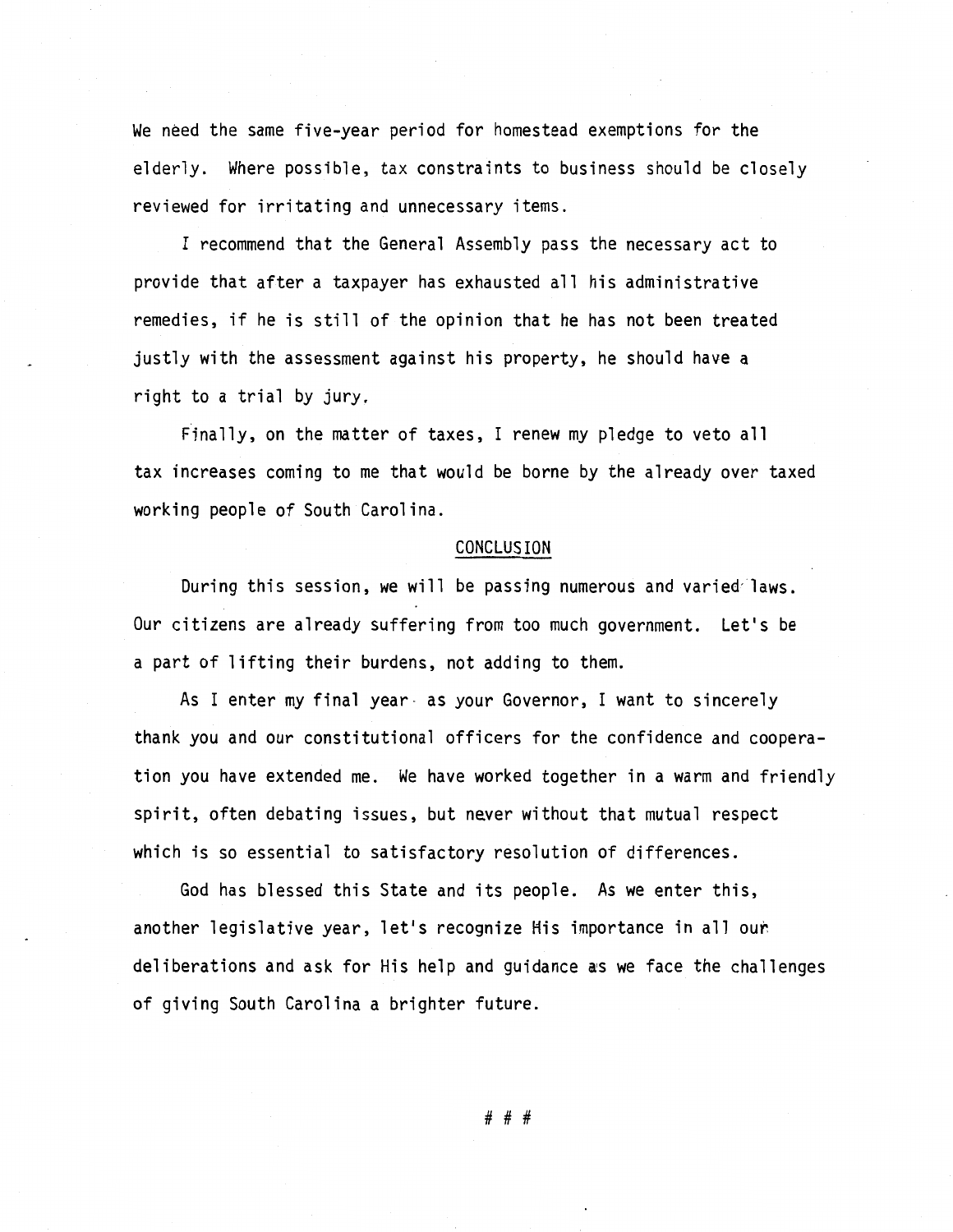We need the same five-year period for homestead exemptions for the elderly. Where possible, tax constraints to business should be closely reviewed for irritating and unnecessary items.

I recommend that the General Assembly pass the necessary act to provide that after a taxpayer has exhausted all his administrative remedies, if he is still of the opinion that he has not been treated justly with the assessment against his property, he should have a right to a trial by jury.

Finally, on the matter of taxes, I renew my pledge to veto all tax increases coming to me that would be borne by the already over taxed working people of South Carolina.

## CONCLUSION

During this session, we will be passing numerous and varied laws. Our citizens are already suffering from too much government. Let's be a part of lifting their burdens, not adding to them.

As I enter my final year as your Governor, I want to sincerely thank you and our constitutional officers for the confidence and cooperation you have extended me. We have worked together in a warm and friendly spirit, often debating issues, but never without that mutual respect which is so essential to satisfactory resolution of differences.

God has blessed this State and its people. As we enter this, another legislative year, let's recognize His importance in all our deliberations and ask for His help and guidance as we face the challenges of giving South Carolina a brighter future.

# # #